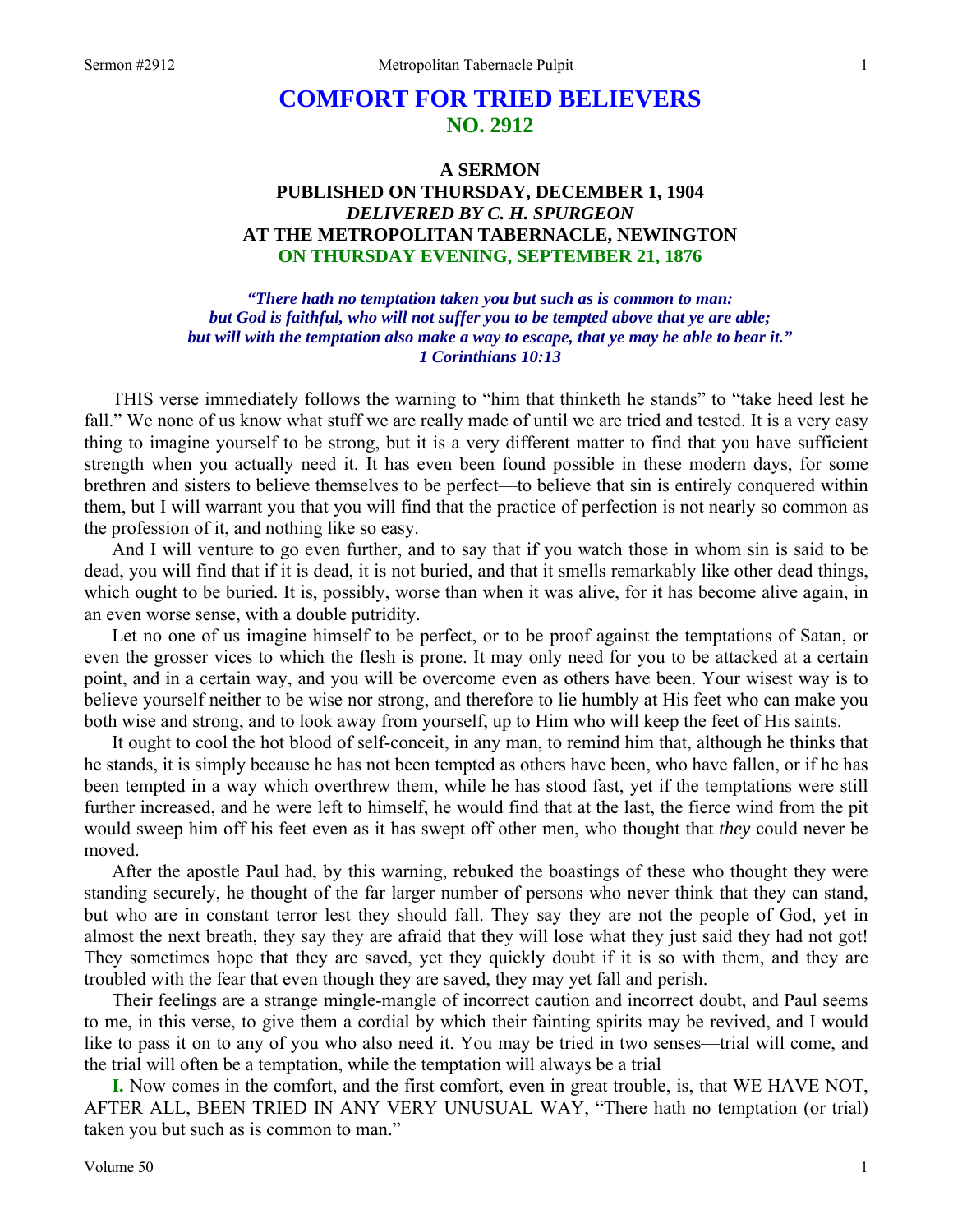# COMFORT FOR TRIED BELIEVERS
## NO. 2912

### A SERMON
### PUBLISHED ON THURSDAY, DECEMBER 1, 1904
### *DELIVERED BY C. H. SPURGEON*
### AT THE METROPOLITAN TABERNACLE, NEWINGTON
### ON THURSDAY EVENING, SEPTEMBER 21, 1876

***"There hath no temptation taken you but such as is common to man: but God is faithful, who will not suffer you to be tempted above that ye are able; but will with the temptation also make a way to escape, that ye may be able to bear it."***
***1 Corinthians 10:13***

THIS verse immediately follows the warning to "him that thinketh he stands" to "take heed lest he fall." We none of us know what stuff we are really made of until we are tried and tested. It is a very easy thing to imagine yourself to be strong, but it is a very different matter to find that you have sufficient strength when you actually need it. It has even been found possible in these modern days, for some brethren and sisters to believe themselves to be perfect—to believe that sin is entirely conquered within them, but I will warrant you that you will find that the practice of perfection is not nearly so common as the profession of it, and nothing like so easy.

And I will venture to go even further, and to say that if you watch those in whom sin is said to be dead, you will find that if it is dead, it is not buried, and that it smells remarkably like other dead things, which ought to be buried. It is, possibly, worse than when it was alive, for it has become alive again, in an even worse sense, with a double putridity.

Let no one of us imagine himself to be perfect, or to be proof against the temptations of Satan, or even the grosser vices to which the flesh is prone. It may only need for you to be attacked at a certain point, and in a certain way, and you will be overcome even as others have been. Your wisest way is to believe yourself neither to be wise nor strong, and therefore to lie humbly at His feet who can make you both wise and strong, and to look away from yourself, up to Him who will keep the feet of His saints.

It ought to cool the hot blood of self-conceit, in any man, to remind him that, although he thinks that he stands, it is simply because he has not been tempted as others have been, who have fallen, or if he has been tempted in a way which overthrew them, while he has stood fast, yet if the temptations were still further increased, and he were left to himself, he would find that at the last, the fierce wind from the pit would sweep him off his feet even as it has swept off other men, who thought that *they* could never be moved.

After the apostle Paul had, by this warning, rebuked the boastings of these who thought they were standing securely, he thought of the far larger number of persons who never think that they can stand, but who are in constant terror lest they should fall. They say they are not the people of God, yet in almost the next breath, they say they are afraid that they will lose what they just said they had not got! They sometimes hope that they are saved, yet they quickly doubt if it is so with them, and they are troubled with the fear that even though they are saved, they may yet fall and perish.

Their feelings are a strange mingle-mangle of incorrect caution and incorrect doubt, and Paul seems to me, in this verse, to give them a cordial by which their fainting spirits may be revived, and I would like to pass it on to any of you who also need it. You may be tried in two senses—trial will come, and the trial will often be a temptation, while the temptation will always be a trial

**I.** Now comes in the comfort, and the first comfort, even in great trouble, is, that WE HAVE NOT, AFTER ALL, BEEN TRIED IN ANY VERY UNUSUAL WAY, "There hath no temptation (or trial) taken you but such as is common to man."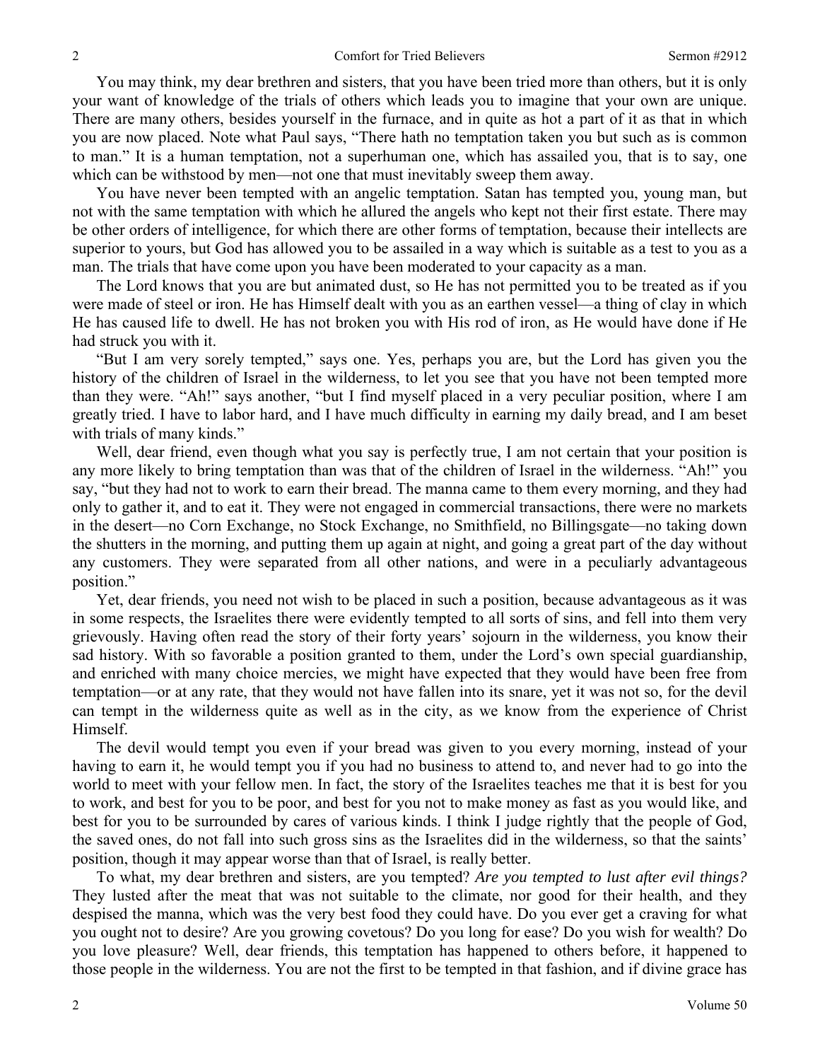You may think, my dear brethren and sisters, that you have been tried more than others, but it is only your want of knowledge of the trials of others which leads you to imagine that your own are unique. There are many others, besides yourself in the furnace, and in quite as hot a part of it as that in which you are now placed. Note what Paul says, "There hath no temptation taken you but such as is common to man." It is a human temptation, not a superhuman one, which has assailed you, that is to say, one which can be withstood by men—not one that must inevitably sweep them away.

You have never been tempted with an angelic temptation. Satan has tempted you, young man, but not with the same temptation with which he allured the angels who kept not their first estate. There may be other orders of intelligence, for which there are other forms of temptation, because their intellects are superior to yours, but God has allowed you to be assailed in a way which is suitable as a test to you as a man. The trials that have come upon you have been moderated to your capacity as a man.

The Lord knows that you are but animated dust, so He has not permitted you to be treated as if you were made of steel or iron. He has Himself dealt with you as an earthen vessel—a thing of clay in which He has caused life to dwell. He has not broken you with His rod of iron, as He would have done if He had struck you with it.

"But I am very sorely tempted," says one. Yes, perhaps you are, but the Lord has given you the history of the children of Israel in the wilderness, to let you see that you have not been tempted more than they were. "Ah!" says another, "but I find myself placed in a very peculiar position, where I am greatly tried. I have to labor hard, and I have much difficulty in earning my daily bread, and I am beset with trials of many kinds."

Well, dear friend, even though what you say is perfectly true, I am not certain that your position is any more likely to bring temptation than was that of the children of Israel in the wilderness. "Ah!" you say, "but they had not to work to earn their bread. The manna came to them every morning, and they had only to gather it, and to eat it. They were not engaged in commercial transactions, there were no markets in the desert—no Corn Exchange, no Stock Exchange, no Smithfield, no Billingsgate—no taking down the shutters in the morning, and putting them up again at night, and going a great part of the day without any customers. They were separated from all other nations, and were in a peculiarly advantageous position."

Yet, dear friends, you need not wish to be placed in such a position, because advantageous as it was in some respects, the Israelites there were evidently tempted to all sorts of sins, and fell into them very grievously. Having often read the story of their forty years' sojourn in the wilderness, you know their sad history. With so favorable a position granted to them, under the Lord's own special guardianship, and enriched with many choice mercies, we might have expected that they would have been free from temptation—or at any rate, that they would not have fallen into its snare, yet it was not so, for the devil can tempt in the wilderness quite as well as in the city, as we know from the experience of Christ Himself.

The devil would tempt you even if your bread was given to you every morning, instead of your having to earn it, he would tempt you if you had no business to attend to, and never had to go into the world to meet with your fellow men. In fact, the story of the Israelites teaches me that it is best for you to work, and best for you to be poor, and best for you not to make money as fast as you would like, and best for you to be surrounded by cares of various kinds. I think I judge rightly that the people of God, the saved ones, do not fall into such gross sins as the Israelites did in the wilderness, so that the saints' position, though it may appear worse than that of Israel, is really better.

To what, my dear brethren and sisters, are you tempted? *Are you tempted to lust after evil things?* They lusted after the meat that was not suitable to the climate, nor good for their health, and they despised the manna, which was the very best food they could have. Do you ever get a craving for what you ought not to desire? Are you growing covetous? Do you long for ease? Do you wish for wealth? Do you love pleasure? Well, dear friends, this temptation has happened to others before, it happened to those people in the wilderness. You are not the first to be tempted in that fashion, and if divine grace has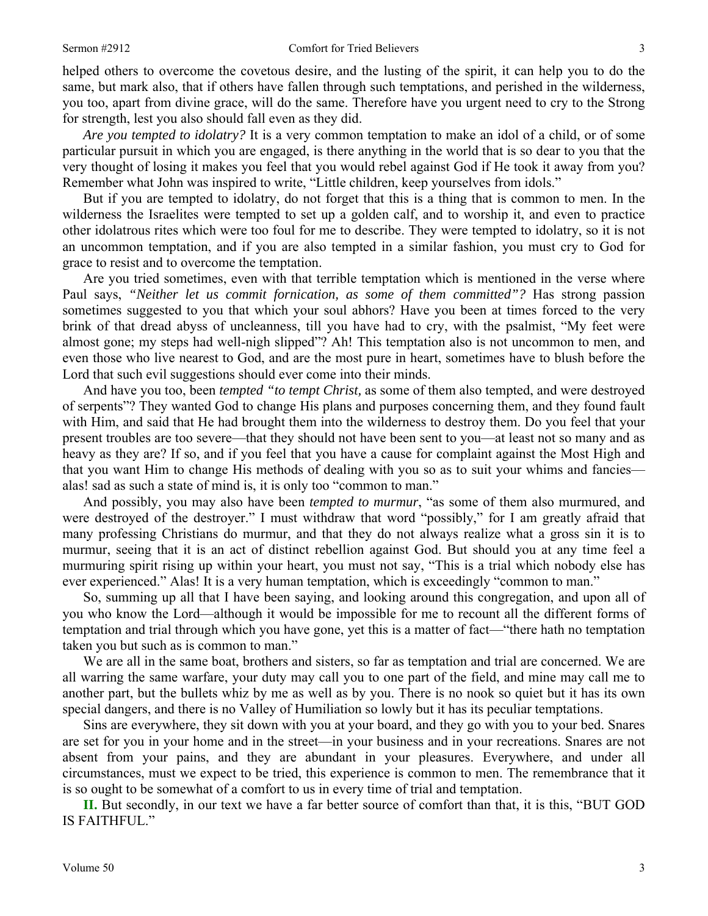helped others to overcome the covetous desire, and the lusting of the spirit, it can help you to do the same, but mark also, that if others have fallen through such temptations, and perished in the wilderness, you too, apart from divine grace, will do the same. Therefore have you urgent need to cry to the Strong for strength, lest you also should fall even as they did.

*Are you tempted to idolatry?* It is a very common temptation to make an idol of a child, or of some particular pursuit in which you are engaged, is there anything in the world that is so dear to you that the very thought of losing it makes you feel that you would rebel against God if He took it away from you? Remember what John was inspired to write, "Little children, keep yourselves from idols."

But if you are tempted to idolatry, do not forget that this is a thing that is common to men. In the wilderness the Israelites were tempted to set up a golden calf, and to worship it, and even to practice other idolatrous rites which were too foul for me to describe. They were tempted to idolatry, so it is not an uncommon temptation, and if you are also tempted in a similar fashion, you must cry to God for grace to resist and to overcome the temptation.

Are you tried sometimes, even with that terrible temptation which is mentioned in the verse where Paul says, *"Neither let us commit fornication, as some of them committed"?* Has strong passion sometimes suggested to you that which your soul abhors? Have you been at times forced to the very brink of that dread abyss of uncleanness, till you have had to cry, with the psalmist, "My feet were almost gone; my steps had well-nigh slipped"? Ah! This temptation also is not uncommon to men, and even those who live nearest to God, and are the most pure in heart, sometimes have to blush before the Lord that such evil suggestions should ever come into their minds.

And have you too, been *tempted "to tempt Christ,* as some of them also tempted, and were destroyed of serpents"? They wanted God to change His plans and purposes concerning them, and they found fault with Him, and said that He had brought them into the wilderness to destroy them. Do you feel that your present troubles are too severe—that they should not have been sent to you—at least not so many and as heavy as they are? If so, and if you feel that you have a cause for complaint against the Most High and that you want Him to change His methods of dealing with you so as to suit your whims and fancies—alas! sad as such a state of mind is, it is only too "common to man."

And possibly, you may also have been *tempted to murmur*, "as some of them also murmured, and were destroyed of the destroyer." I must withdraw that word "possibly," for I am greatly afraid that many professing Christians do murmur, and that they do not always realize what a gross sin it is to murmur, seeing that it is an act of distinct rebellion against God. But should you at any time feel a murmuring spirit rising up within your heart, you must not say, "This is a trial which nobody else has ever experienced." Alas! It is a very human temptation, which is exceedingly "common to man."

So, summing up all that I have been saying, and looking around this congregation, and upon all of you who know the Lord—although it would be impossible for me to recount all the different forms of temptation and trial through which you have gone, yet this is a matter of fact—"there hath no temptation taken you but such as is common to man."

We are all in the same boat, brothers and sisters, so far as temptation and trial are concerned. We are all warring the same warfare, your duty may call you to one part of the field, and mine may call me to another part, but the bullets whiz by me as well as by you. There is no nook so quiet but it has its own special dangers, and there is no Valley of Humiliation so lowly but it has its peculiar temptations.

Sins are everywhere, they sit down with you at your board, and they go with you to your bed. Snares are set for you in your home and in the street—in your business and in your recreations. Snares are not absent from your pains, and they are abundant in your pleasures. Everywhere, and under all circumstances, must we expect to be tried, this experience is common to men. The remembrance that it is so ought to be somewhat of a comfort to us in every time of trial and temptation.

**II.** But secondly, in our text we have a far better source of comfort than that, it is this, "BUT GOD IS FAITHFUL."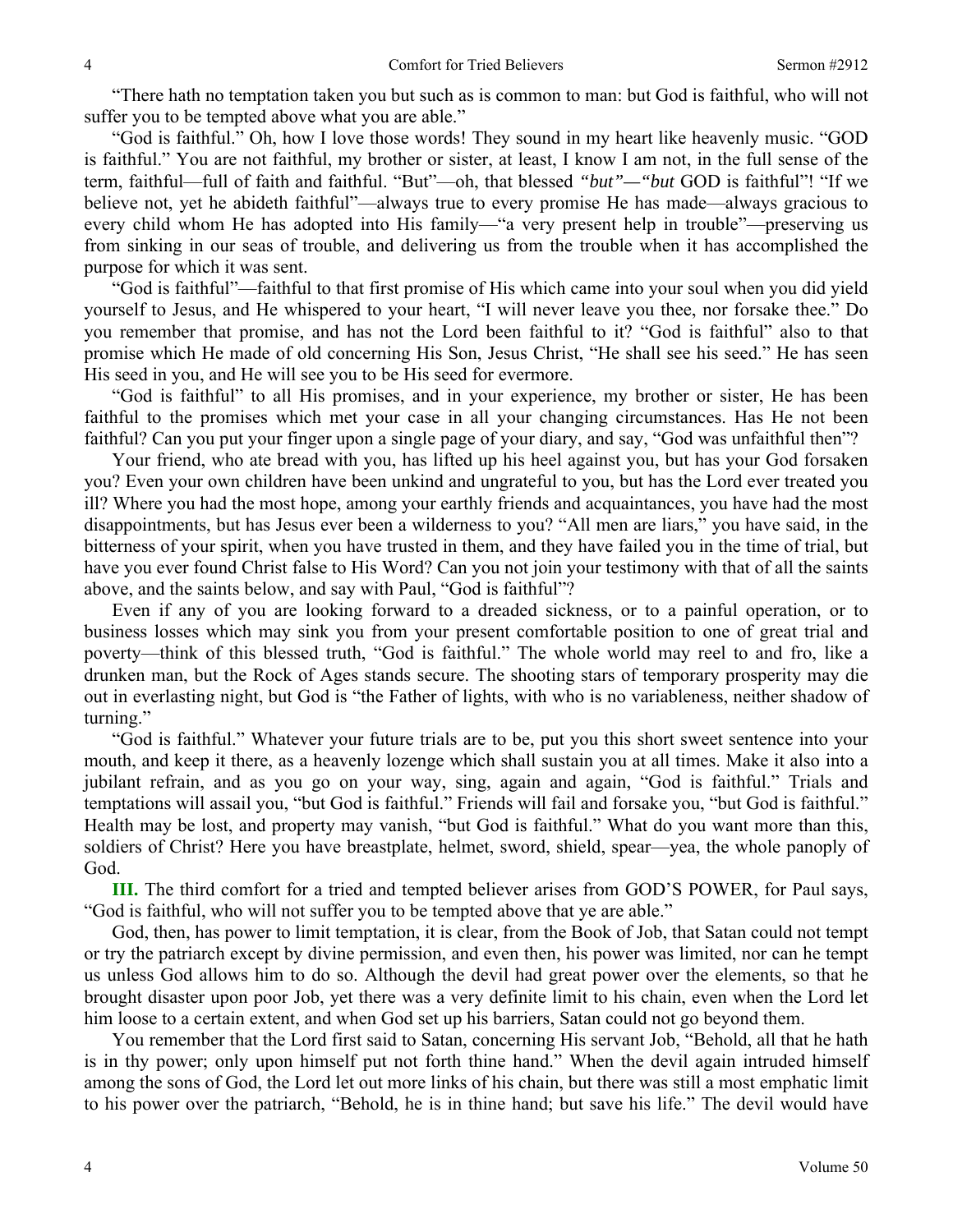"There hath no temptation taken you but such as is common to man: but God is faithful, who will not suffer you to be tempted above what you are able."

"God is faithful." Oh, how I love those words! They sound in my heart like heavenly music. "GOD is faithful." You are not faithful, my brother or sister, at least, I know I am not, in the full sense of the term, faithful—full of faith and faithful. "But"—oh, that blessed *"but"—"but* GOD is faithful"! "If we believe not, yet he abideth faithful"—always true to every promise He has made—always gracious to every child whom He has adopted into His family—"a very present help in trouble"—preserving us from sinking in our seas of trouble, and delivering us from the trouble when it has accomplished the purpose for which it was sent.

"God is faithful"—faithful to that first promise of His which came into your soul when you did yield yourself to Jesus, and He whispered to your heart, "I will never leave you thee, nor forsake thee." Do you remember that promise, and has not the Lord been faithful to it? "God is faithful" also to that promise which He made of old concerning His Son, Jesus Christ, "He shall see his seed." He has seen His seed in you, and He will see you to be His seed for evermore.

"God is faithful" to all His promises, and in your experience, my brother or sister, He has been faithful to the promises which met your case in all your changing circumstances. Has He not been faithful? Can you put your finger upon a single page of your diary, and say, "God was unfaithful then"?

Your friend, who ate bread with you, has lifted up his heel against you, but has your God forsaken you? Even your own children have been unkind and ungrateful to you, but has the Lord ever treated you ill? Where you had the most hope, among your earthly friends and acquaintances, you have had the most disappointments, but has Jesus ever been a wilderness to you? "All men are liars," you have said, in the bitterness of your spirit, when you have trusted in them, and they have failed you in the time of trial, but have you ever found Christ false to His Word? Can you not join your testimony with that of all the saints above, and the saints below, and say with Paul, "God is faithful"?

Even if any of you are looking forward to a dreaded sickness, or to a painful operation, or to business losses which may sink you from your present comfortable position to one of great trial and poverty—think of this blessed truth, "God is faithful." The whole world may reel to and fro, like a drunken man, but the Rock of Ages stands secure. The shooting stars of temporary prosperity may die out in everlasting night, but God is "the Father of lights, with who is no variableness, neither shadow of turning."

"God is faithful." Whatever your future trials are to be, put you this short sweet sentence into your mouth, and keep it there, as a heavenly lozenge which shall sustain you at all times. Make it also into a jubilant refrain, and as you go on your way, sing, again and again, "God is faithful." Trials and temptations will assail you, "but God is faithful." Friends will fail and forsake you, "but God is faithful." Health may be lost, and property may vanish, "but God is faithful." What do you want more than this, soldiers of Christ? Here you have breastplate, helmet, sword, shield, spear—yea, the whole panoply of God.

**III.** The third comfort for a tried and tempted believer arises from GOD'S POWER, for Paul says, "God is faithful, who will not suffer you to be tempted above that ye are able."

God, then, has power to limit temptation, it is clear, from the Book of Job, that Satan could not tempt or try the patriarch except by divine permission, and even then, his power was limited, nor can he tempt us unless God allows him to do so. Although the devil had great power over the elements, so that he brought disaster upon poor Job, yet there was a very definite limit to his chain, even when the Lord let him loose to a certain extent, and when God set up his barriers, Satan could not go beyond them.

You remember that the Lord first said to Satan, concerning His servant Job, "Behold, all that he hath is in thy power; only upon himself put not forth thine hand." When the devil again intruded himself among the sons of God, the Lord let out more links of his chain, but there was still a most emphatic limit to his power over the patriarch, "Behold, he is in thine hand; but save his life." The devil would have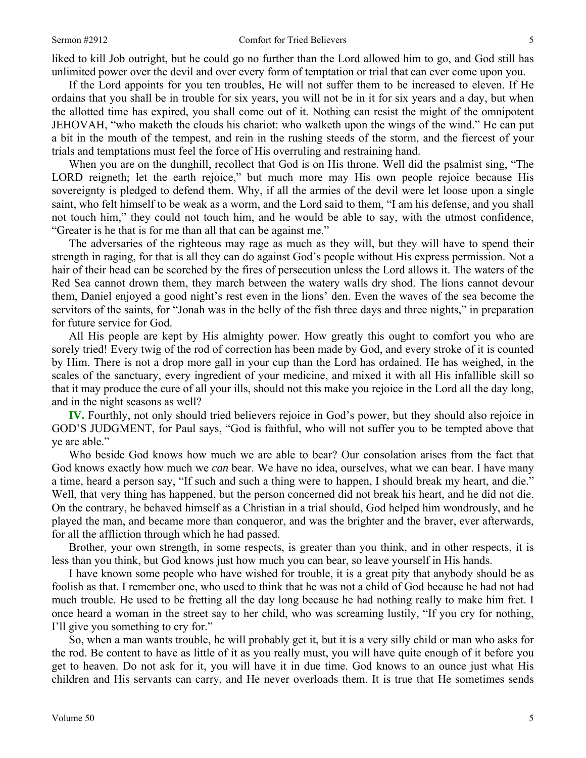liked to kill Job outright, but he could go no further than the Lord allowed him to go, and God still has unlimited power over the devil and over every form of temptation or trial that can ever come upon you.

If the Lord appoints for you ten troubles, He will not suffer them to be increased to eleven. If He ordains that you shall be in trouble for six years, you will not be in it for six years and a day, but when the allotted time has expired, you shall come out of it. Nothing can resist the might of the omnipotent JEHOVAH, "who maketh the clouds his chariot: who walketh upon the wings of the wind." He can put a bit in the mouth of the tempest, and rein in the rushing steeds of the storm, and the fiercest of your trials and temptations must feel the force of His overruling and restraining hand.

When you are on the dunghill, recollect that God is on His throne. Well did the psalmist sing, "The LORD reigneth; let the earth rejoice," but much more may His own people rejoice because His sovereignty is pledged to defend them. Why, if all the armies of the devil were let loose upon a single saint, who felt himself to be weak as a worm, and the Lord said to them, "I am his defense, and you shall not touch him," they could not touch him, and he would be able to say, with the utmost confidence, "Greater is he that is for me than all that can be against me."

The adversaries of the righteous may rage as much as they will, but they will have to spend their strength in raging, for that is all they can do against God's people without His express permission. Not a hair of their head can be scorched by the fires of persecution unless the Lord allows it. The waters of the Red Sea cannot drown them, they march between the watery walls dry shod. The lions cannot devour them, Daniel enjoyed a good night's rest even in the lions' den. Even the waves of the sea become the servitors of the saints, for "Jonah was in the belly of the fish three days and three nights," in preparation for future service for God.

All His people are kept by His almighty power. How greatly this ought to comfort you who are sorely tried! Every twig of the rod of correction has been made by God, and every stroke of it is counted by Him. There is not a drop more gall in your cup than the Lord has ordained. He has weighed, in the scales of the sanctuary, every ingredient of your medicine, and mixed it with all His infallible skill so that it may produce the cure of all your ills, should not this make you rejoice in the Lord all the day long, and in the night seasons as well?

**IV.** Fourthly, not only should tried believers rejoice in God's power, but they should also rejoice in GOD'S JUDGMENT, for Paul says, "God is faithful, who will not suffer you to be tempted above that ye are able."

Who beside God knows how much we are able to bear? Our consolation arises from the fact that God knows exactly how much we *can* bear. We have no idea, ourselves, what we can bear. I have many a time, heard a person say, "If such and such a thing were to happen, I should break my heart, and die." Well, that very thing has happened, but the person concerned did not break his heart, and he did not die. On the contrary, he behaved himself as a Christian in a trial should, God helped him wondrously, and he played the man, and became more than conqueror, and was the brighter and the braver, ever afterwards, for all the affliction through which he had passed.

Brother, your own strength, in some respects, is greater than you think, and in other respects, it is less than you think, but God knows just how much you can bear, so leave yourself in His hands.

I have known some people who have wished for trouble, it is a great pity that anybody should be as foolish as that. I remember one, who used to think that he was not a child of God because he had not had much trouble. He used to be fretting all the day long because he had nothing really to make him fret. I once heard a woman in the street say to her child, who was screaming lustily, "If you cry for nothing, I'll give you something to cry for."

So, when a man wants trouble, he will probably get it, but it is a very silly child or man who asks for the rod. Be content to have as little of it as you really must, you will have quite enough of it before you get to heaven. Do not ask for it, you will have it in due time. God knows to an ounce just what His children and His servants can carry, and He never overloads them. It is true that He sometimes sends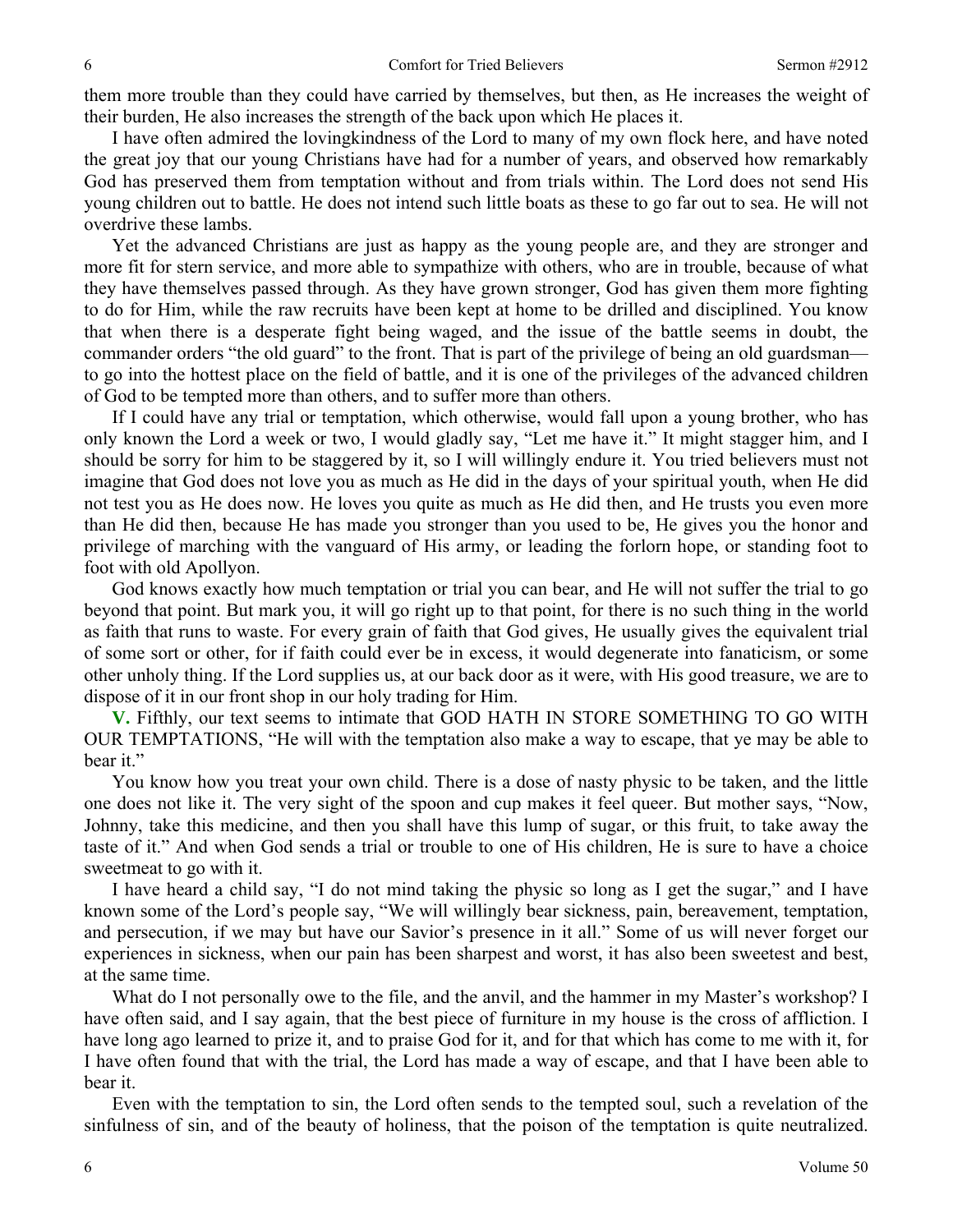them more trouble than they could have carried by themselves, but then, as He increases the weight of their burden, He also increases the strength of the back upon which He places it.

I have often admired the lovingkindness of the Lord to many of my own flock here, and have noted the great joy that our young Christians have had for a number of years, and observed how remarkably God has preserved them from temptation without and from trials within. The Lord does not send His young children out to battle. He does not intend such little boats as these to go far out to sea. He will not overdrive these lambs.

Yet the advanced Christians are just as happy as the young people are, and they are stronger and more fit for stern service, and more able to sympathize with others, who are in trouble, because of what they have themselves passed through. As they have grown stronger, God has given them more fighting to do for Him, while the raw recruits have been kept at home to be drilled and disciplined. You know that when there is a desperate fight being waged, and the issue of the battle seems in doubt, the commander orders "the old guard" to the front. That is part of the privilege of being an old guardsman—to go into the hottest place on the field of battle, and it is one of the privileges of the advanced children of God to be tempted more than others, and to suffer more than others.

If I could have any trial or temptation, which otherwise, would fall upon a young brother, who has only known the Lord a week or two, I would gladly say, "Let me have it." It might stagger him, and I should be sorry for him to be staggered by it, so I will willingly endure it. You tried believers must not imagine that God does not love you as much as He did in the days of your spiritual youth, when He did not test you as He does now. He loves you quite as much as He did then, and He trusts you even more than He did then, because He has made you stronger than you used to be, He gives you the honor and privilege of marching with the vanguard of His army, or leading the forlorn hope, or standing foot to foot with old Apollyon.

God knows exactly how much temptation or trial you can bear, and He will not suffer the trial to go beyond that point. But mark you, it will go right up to that point, for there is no such thing in the world as faith that runs to waste. For every grain of faith that God gives, He usually gives the equivalent trial of some sort or other, for if faith could ever be in excess, it would degenerate into fanaticism, or some other unholy thing. If the Lord supplies us, at our back door as it were, with His good treasure, we are to dispose of it in our front shop in our holy trading for Him.

**V.** Fifthly, our text seems to intimate that GOD HATH IN STORE SOMETHING TO GO WITH OUR TEMPTATIONS, "He will with the temptation also make a way to escape, that ye may be able to bear it."

You know how you treat your own child. There is a dose of nasty physic to be taken, and the little one does not like it. The very sight of the spoon and cup makes it feel queer. But mother says, "Now, Johnny, take this medicine, and then you shall have this lump of sugar, or this fruit, to take away the taste of it." And when God sends a trial or trouble to one of His children, He is sure to have a choice sweetmeat to go with it.

I have heard a child say, "I do not mind taking the physic so long as I get the sugar," and I have known some of the Lord's people say, "We will willingly bear sickness, pain, bereavement, temptation, and persecution, if we may but have our Savior's presence in it all." Some of us will never forget our experiences in sickness, when our pain has been sharpest and worst, it has also been sweetest and best, at the same time.

What do I not personally owe to the file, and the anvil, and the hammer in my Master's workshop? I have often said, and I say again, that the best piece of furniture in my house is the cross of affliction. I have long ago learned to prize it, and to praise God for it, and for that which has come to me with it, for I have often found that with the trial, the Lord has made a way of escape, and that I have been able to bear it.

Even with the temptation to sin, the Lord often sends to the tempted soul, such a revelation of the sinfulness of sin, and of the beauty of holiness, that the poison of the temptation is quite neutralized.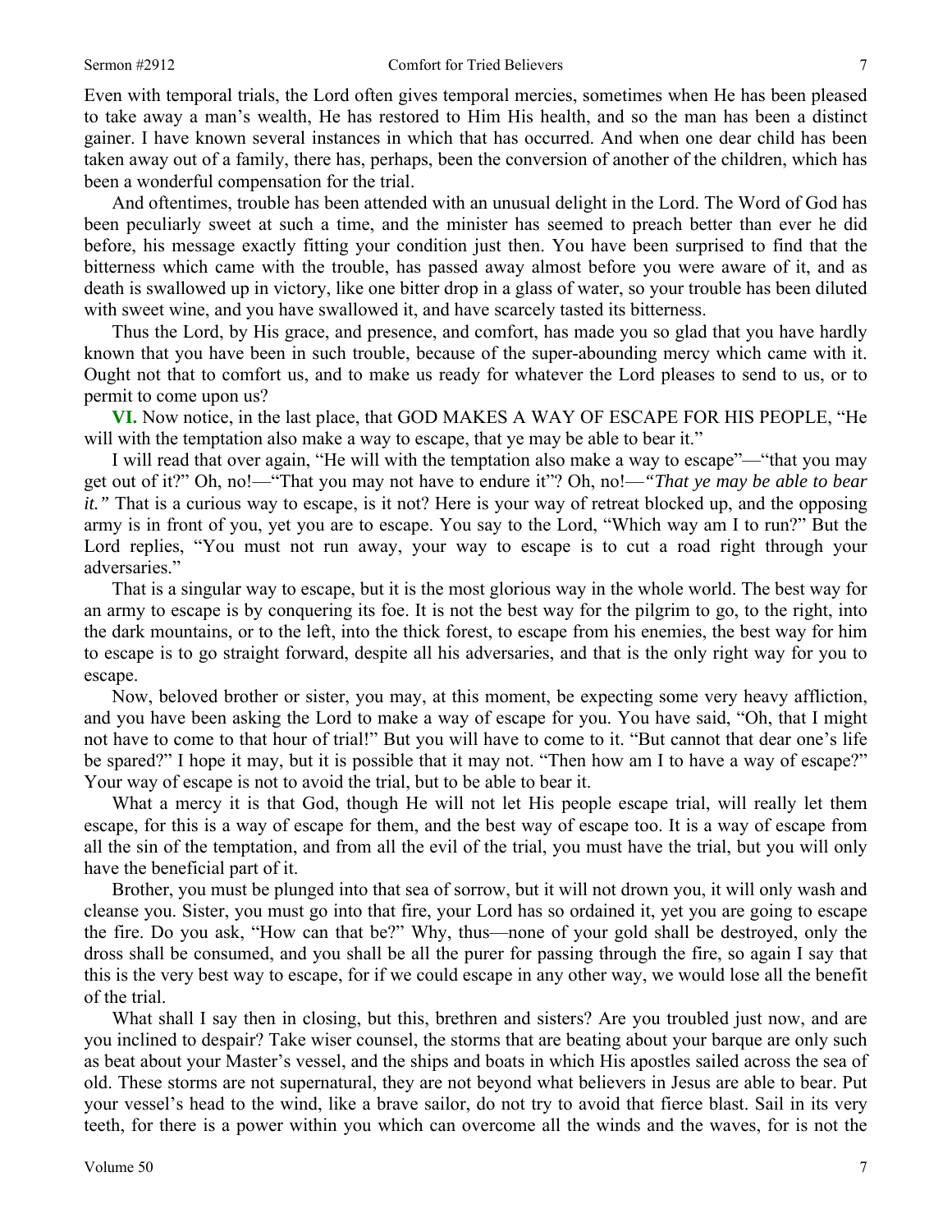Even with temporal trials, the Lord often gives temporal mercies, sometimes when He has been pleased to take away a man's wealth, He has restored to Him His health, and so the man has been a distinct gainer. I have known several instances in which that has occurred. And when one dear child has been taken away out of a family, there has, perhaps, been the conversion of another of the children, which has been a wonderful compensation for the trial.

And oftentimes, trouble has been attended with an unusual delight in the Lord. The Word of God has been peculiarly sweet at such a time, and the minister has seemed to preach better than ever he did before, his message exactly fitting your condition just then. You have been surprised to find that the bitterness which came with the trouble, has passed away almost before you were aware of it, and as death is swallowed up in victory, like one bitter drop in a glass of water, so your trouble has been diluted with sweet wine, and you have swallowed it, and have scarcely tasted its bitterness.

Thus the Lord, by His grace, and presence, and comfort, has made you so glad that you have hardly known that you have been in such trouble, because of the super-abounding mercy which came with it. Ought not that to comfort us, and to make us ready for whatever the Lord pleases to send to us, or to permit to come upon us?

**VI.** Now notice, in the last place, that GOD MAKES A WAY OF ESCAPE FOR HIS PEOPLE, "He will with the temptation also make a way to escape, that ye may be able to bear it."

I will read that over again, "He will with the temptation also make a way to escape"—"that you may get out of it?" Oh, no!—"That you may not have to endure it"? Oh, no!—*"That ye may be able to bear it."* That is a curious way to escape, is it not? Here is your way of retreat blocked up, and the opposing army is in front of you, yet you are to escape. You say to the Lord, "Which way am I to run?" But the Lord replies, "You must not run away, your way to escape is to cut a road right through your adversaries."

That is a singular way to escape, but it is the most glorious way in the whole world. The best way for an army to escape is by conquering its foe. It is not the best way for the pilgrim to go, to the right, into the dark mountains, or to the left, into the thick forest, to escape from his enemies, the best way for him to escape is to go straight forward, despite all his adversaries, and that is the only right way for you to escape.

Now, beloved brother or sister, you may, at this moment, be expecting some very heavy affliction, and you have been asking the Lord to make a way of escape for you. You have said, "Oh, that I might not have to come to that hour of trial!" But you will have to come to it. "But cannot that dear one's life be spared?" I hope it may, but it is possible that it may not. "Then how am I to have a way of escape?" Your way of escape is not to avoid the trial, but to be able to bear it.

What a mercy it is that God, though He will not let His people escape trial, will really let them escape, for this is a way of escape for them, and the best way of escape too. It is a way of escape from all the sin of the temptation, and from all the evil of the trial, you must have the trial, but you will only have the beneficial part of it.

Brother, you must be plunged into that sea of sorrow, but it will not drown you, it will only wash and cleanse you. Sister, you must go into that fire, your Lord has so ordained it, yet you are going to escape the fire. Do you ask, "How can that be?" Why, thus—none of your gold shall be destroyed, only the dross shall be consumed, and you shall be all the purer for passing through the fire, so again I say that this is the very best way to escape, for if we could escape in any other way, we would lose all the benefit of the trial.

What shall I say then in closing, but this, brethren and sisters? Are you troubled just now, and are you inclined to despair? Take wiser counsel, the storms that are beating about your barque are only such as beat about your Master's vessel, and the ships and boats in which His apostles sailed across the sea of old. These storms are not supernatural, they are not beyond what believers in Jesus are able to bear. Put your vessel's head to the wind, like a brave sailor, do not try to avoid that fierce blast. Sail in its very teeth, for there is a power within you which can overcome all the winds and the waves, for is not the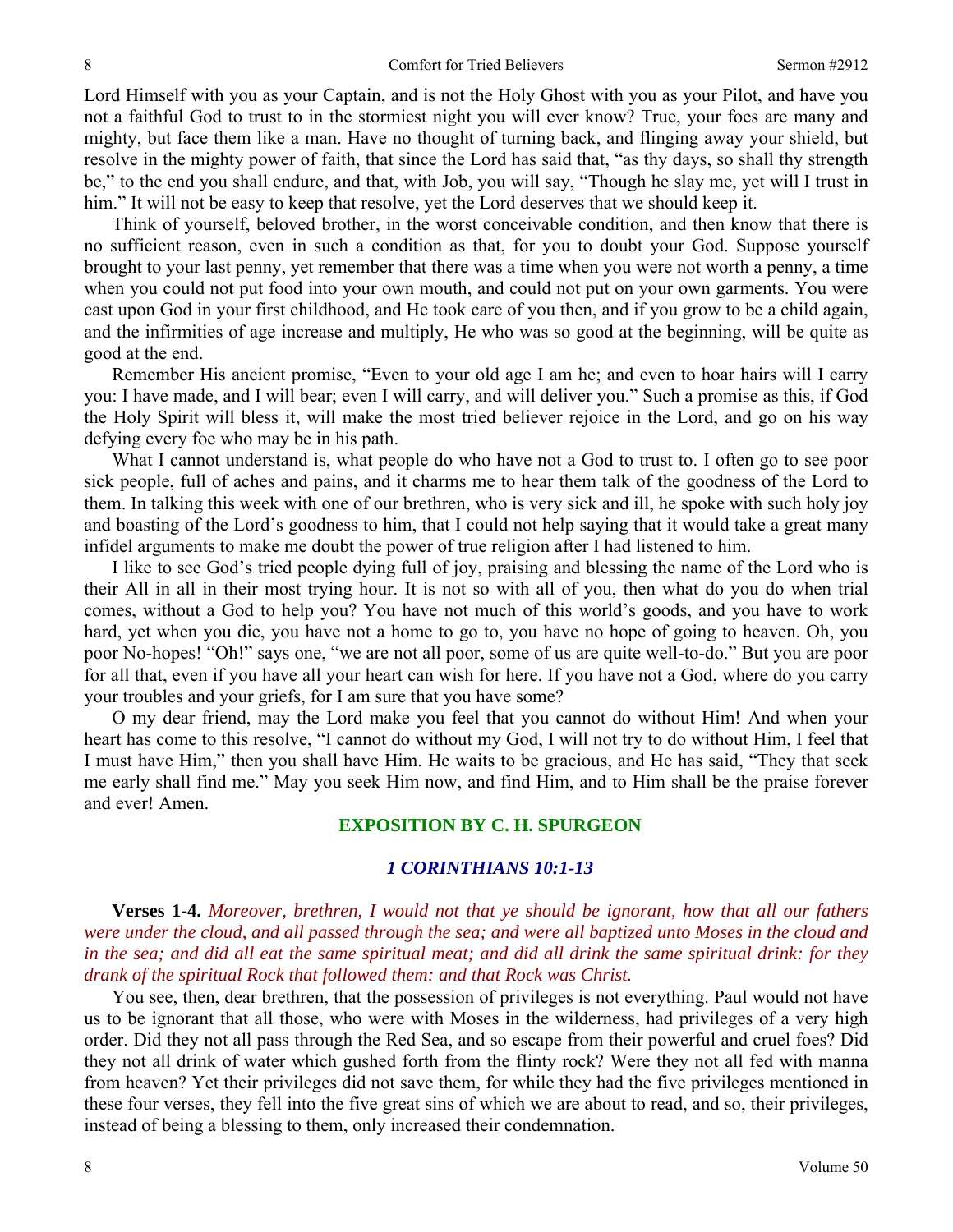Lord Himself with you as your Captain, and is not the Holy Ghost with you as your Pilot, and have you not a faithful God to trust to in the stormiest night you will ever know? True, your foes are many and mighty, but face them like a man. Have no thought of turning back, and flinging away your shield, but resolve in the mighty power of faith, that since the Lord has said that, "as thy days, so shall thy strength be," to the end you shall endure, and that, with Job, you will say, "Though he slay me, yet will I trust in him." It will not be easy to keep that resolve, yet the Lord deserves that we should keep it.

Think of yourself, beloved brother, in the worst conceivable condition, and then know that there is no sufficient reason, even in such a condition as that, for you to doubt your God. Suppose yourself brought to your last penny, yet remember that there was a time when you were not worth a penny, a time when you could not put food into your own mouth, and could not put on your own garments. You were cast upon God in your first childhood, and He took care of you then, and if you grow to be a child again, and the infirmities of age increase and multiply, He who was so good at the beginning, will be quite as good at the end.

Remember His ancient promise, "Even to your old age I am he; and even to hoar hairs will I carry you: I have made, and I will bear; even I will carry, and will deliver you." Such a promise as this, if God the Holy Spirit will bless it, will make the most tried believer rejoice in the Lord, and go on his way defying every foe who may be in his path.

What I cannot understand is, what people do who have not a God to trust to. I often go to see poor sick people, full of aches and pains, and it charms me to hear them talk of the goodness of the Lord to them. In talking this week with one of our brethren, who is very sick and ill, he spoke with such holy joy and boasting of the Lord's goodness to him, that I could not help saying that it would take a great many infidel arguments to make me doubt the power of true religion after I had listened to him.

I like to see God's tried people dying full of joy, praising and blessing the name of the Lord who is their All in all in their most trying hour. It is not so with all of you, then what do you do when trial comes, without a God to help you? You have not much of this world's goods, and you have to work hard, yet when you die, you have not a home to go to, you have no hope of going to heaven. Oh, you poor No-hopes! "Oh!" says one, "we are not all poor, some of us are quite well-to-do." But you are poor for all that, even if you have all your heart can wish for here. If you have not a God, where do you carry your troubles and your griefs, for I am sure that you have some?

O my dear friend, may the Lord make you feel that you cannot do without Him! And when your heart has come to this resolve, "I cannot do without my God, I will not try to do without Him, I feel that I must have Him," then you shall have Him. He waits to be gracious, and He has said, "They that seek me early shall find me." May you seek Him now, and find Him, and to Him shall be the praise forever and ever! Amen.

## EXPOSITION BY C. H. SPURGEON

### *1 CORINTHIANS 10:1-13*

**Verses 1-4.** *Moreover, brethren, I would not that ye should be ignorant, how that all our fathers were under the cloud, and all passed through the sea; and were all baptized unto Moses in the cloud and in the sea; and did all eat the same spiritual meat; and did all drink the same spiritual drink: for they drank of the spiritual Rock that followed them: and that Rock was Christ.*

You see, then, dear brethren, that the possession of privileges is not everything. Paul would not have us to be ignorant that all those, who were with Moses in the wilderness, had privileges of a very high order. Did they not all pass through the Red Sea, and so escape from their powerful and cruel foes? Did they not all drink of water which gushed forth from the flinty rock? Were they not all fed with manna from heaven? Yet their privileges did not save them, for while they had the five privileges mentioned in these four verses, they fell into the five great sins of which we are about to read, and so, their privileges, instead of being a blessing to them, only increased their condemnation.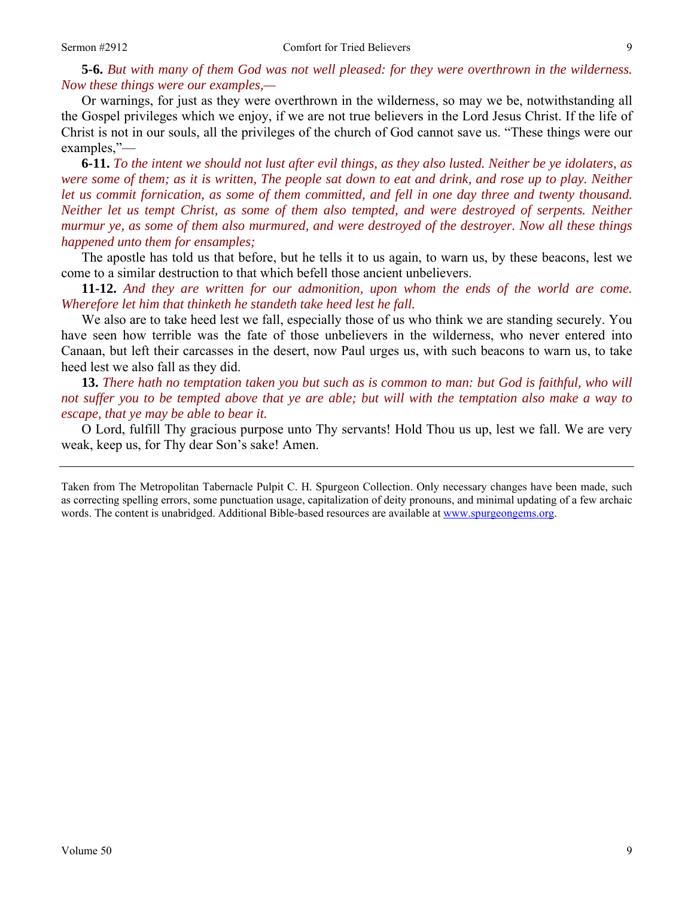**5-6.** *But with many of them God was not well pleased: for they were overthrown in the wilderness. Now these things were our examples,—*

Or warnings, for just as they were overthrown in the wilderness, so may we be, notwithstanding all the Gospel privileges which we enjoy, if we are not true believers in the Lord Jesus Christ. If the life of Christ is not in our souls, all the privileges of the church of God cannot save us. "These things were our examples,"—

**6-11.** *To the intent we should not lust after evil things, as they also lusted. Neither be ye idolaters, as were some of them; as it is written, The people sat down to eat and drink, and rose up to play. Neither let us commit fornication, as some of them committed, and fell in one day three and twenty thousand. Neither let us tempt Christ, as some of them also tempted, and were destroyed of serpents. Neither murmur ye, as some of them also murmured, and were destroyed of the destroyer. Now all these things happened unto them for ensamples;*

The apostle has told us that before, but he tells it to us again, to warn us, by these beacons, lest we come to a similar destruction to that which befell those ancient unbelievers.

**11-12.** *And they are written for our admonition, upon whom the ends of the world are come. Wherefore let him that thinketh he standeth take heed lest he fall.*

We also are to take heed lest we fall, especially those of us who think we are standing securely. You have seen how terrible was the fate of those unbelievers in the wilderness, who never entered into Canaan, but left their carcasses in the desert, now Paul urges us, with such beacons to warn us, to take heed lest we also fall as they did.

**13.** *There hath no temptation taken you but such as is common to man: but God is faithful, who will not suffer you to be tempted above that ye are able; but will with the temptation also make a way to escape, that ye may be able to bear it.*

O Lord, fulfill Thy gracious purpose unto Thy servants! Hold Thou us up, lest we fall. We are very weak, keep us, for Thy dear Son's sake! Amen.

---

Taken from The Metropolitan Tabernacle Pulpit C. H. Spurgeon Collection. Only necessary changes have been made, such as correcting spelling errors, some punctuation usage, capitalization of deity pronouns, and minimal updating of a few archaic words. The content is unabridged. Additional Bible-based resources are available at www.spurgeongems.org.